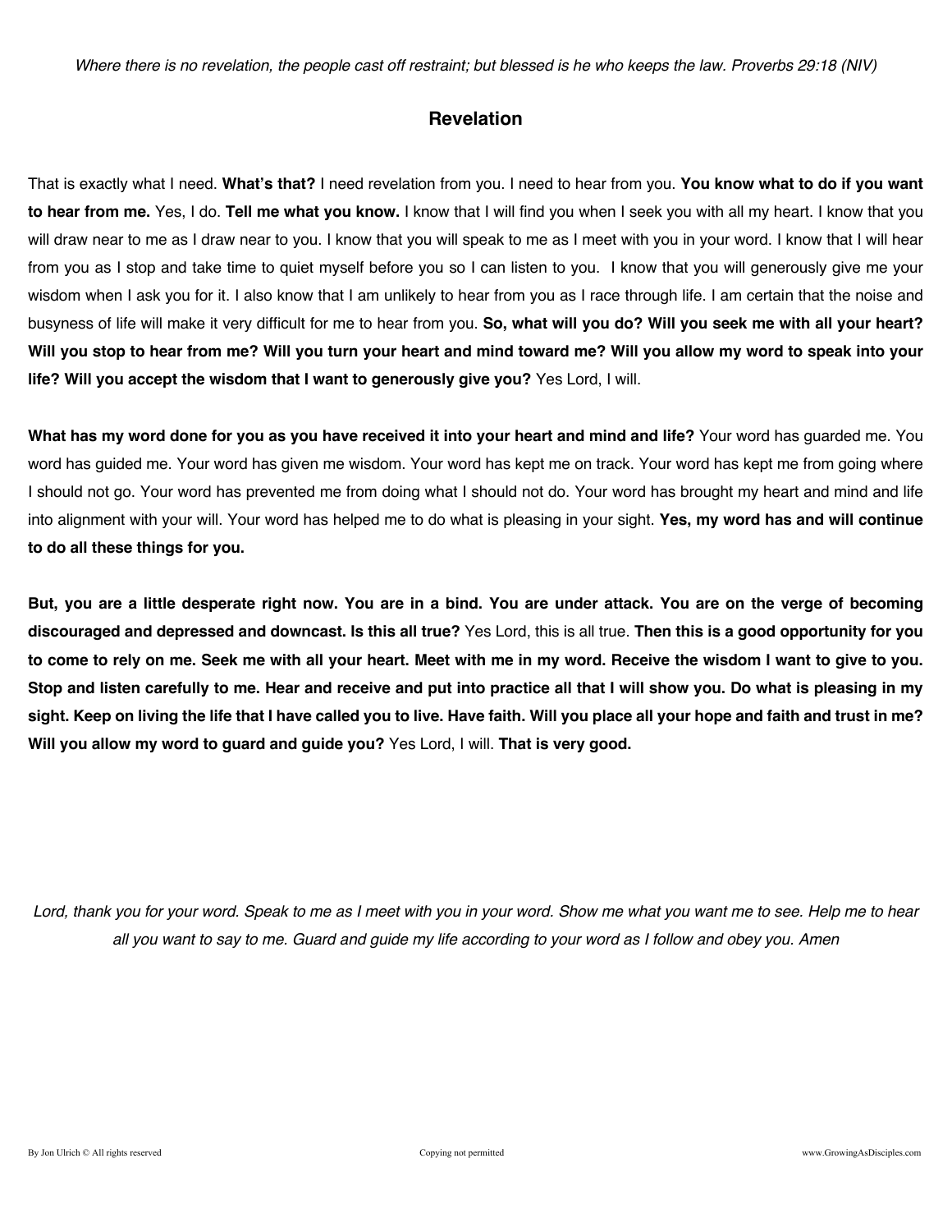*Where there is no revelation, the people cast off restraint; but blessed is he who keeps the law. Proverbs 29:18 (NIV)*

## Revelation

That is exactly what I need. **What's that?** I need revelation from you. I need to hear from you. **You know what to do if you want to hear from me.** Yes, I do. **Tell me what you know.** I know that I will find you when I seek you with all my heart. I know that you will draw near to me as I draw near to you. I know that you will speak to me as I meet with you in your word. I know that I will hear from you as I stop and take time to quiet myself before you so I can listen to you. I know that you will generously give me your wisdom when I ask you for it. I also know that I am unlikely to hear from you as I race through life. I am certain that the noise and busyness of life will make it very difficult for me to hear from you. **So, what will you do? Will you seek me with all your heart? Will you stop to hear from me? Will you turn your heart and mind toward me? Will you allow my word to speak into your life? Will you accept the wisdom that I want to generously give you?** Yes Lord, I will.

**What has my word done for you as you have received it into your heart and mind and life?** Your word has guarded me. You word has guided me. Your word has given me wisdom. Your word has kept me on track. Your word has kept me from going where I should not go. Your word has prevented me from doing what I should not do. Your word has brought my heart and mind and life into alignment with your will. Your word has helped me to do what is pleasing in your sight. **Yes, my word has and will continue to do all these things for you.**

**But, you are a little desperate right now. You are in a bind. You are under attack. You are on the verge of becoming discouraged and depressed and downcast. Is this all true?** Yes Lord, this is all true. **Then this is a good opportunity for you to come to rely on me. Seek me with all your heart. Meet with me in my word. Receive the wisdom I want to give to you. Stop and listen carefully to me. Hear and receive and put into practice all that I will show you. Do what is pleasing in my sight. Keep on living the life that I have called you to live. Have faith. Will you place all your hope and faith and trust in me? Will you allow my word to guard and guide you?** Yes Lord, I will. **That is very good.**

*Lord, thank you for your word. Speak to me as I meet with you in your word. Show me what you want me to see. Help me to hear all you want to say to me. Guard and guide my life according to your word as I follow and obey you. Amen*

By Jon Ulrich © All rights reserved Copying not permitted www.GrowingAsDisciples.com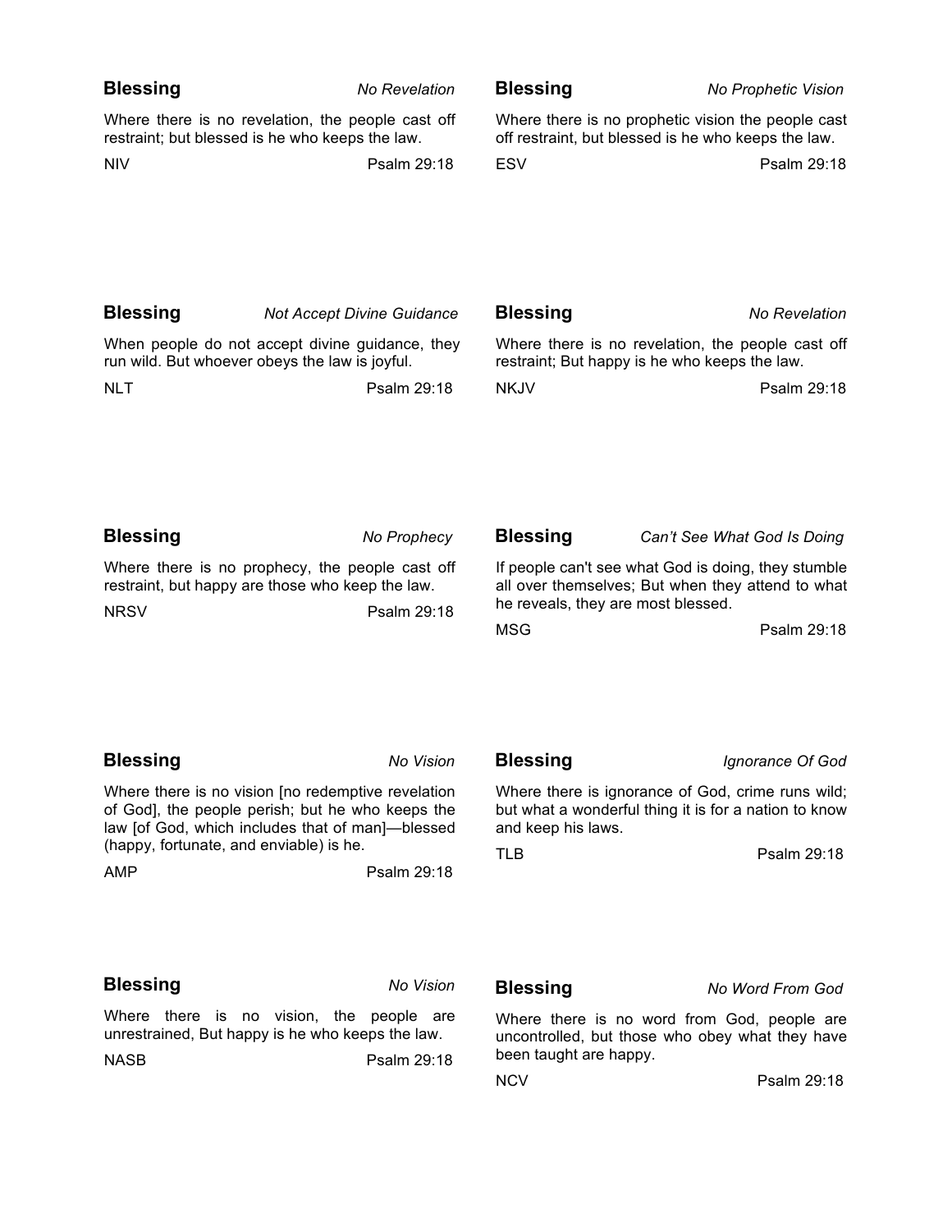**Blessing** *No Revelation*

Where there is no revelation, the people cast off restraint; but blessed is he who keeps the law.

NIV Psalm 29:18

**Blessing** *No Prophetic Vision*

Where there is no prophetic vision the people cast off restraint, but blessed is he who keeps the law.

ESV Psalm 29:18

**Blessing** *Not Accept Divine Guidance*

When people do not accept divine guidance, they run wild. But whoever obeys the law is joyful.

NLT Psalm 29:18

**Blessing** *No Revelation*

Where there is no revelation, the people cast off restraint; But happy is he who keeps the law.

NKJV Psalm 29:18

**Blessing** *No Prophecy*

Where there is no prophecy, the people cast off restraint, but happy are those who keep the law.

NRSV Psalm 29:18

**Blessing** *Can't See What God Is Doing*

If people can't see what God is doing, they stumble all over themselves; But when they attend to what he reveals, they are most blessed.

MSG Psalm 29:18

**Blessing** *No Vision*

Where there is no vision [no redemptive revelation of God], the people perish; but he who keeps the law [of God, which includes that of man]—blessed (happy, fortunate, and enviable) is he.

AMP Psalm 29:18

**Blessing** *Ignorance Of God*

Where there is ignorance of God, crime runs wild; but what a wonderful thing it is for a nation to know and keep his laws.

TLB Psalm 29:18

**Blessing** *No Vision*

Where there is no vision, the people are unrestrained, But happy is he who keeps the law.

NASB Psalm 29:18

**Blessing** *No Word From God*

Where there is no word from God, people are uncontrolled, but those who obey what they have been taught are happy.

NCV Psalm 29:18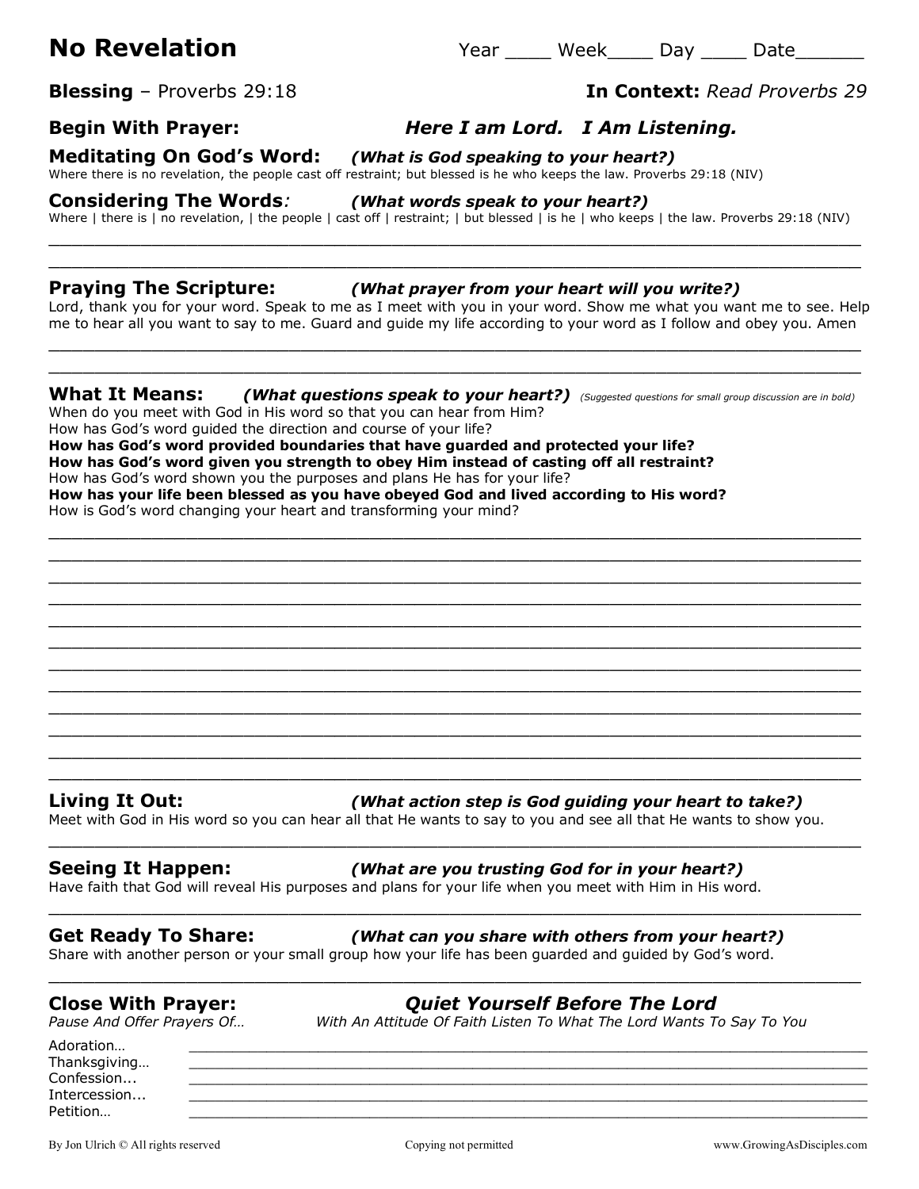# No Revelation

Year ____ Week____ Day ____ Date______

**Blessing** – Proverbs 29:18 **In Context:** *Read Proverbs 29*

**Begin With Prayer:** ***Here I am Lord. I Am Listening.***

**Meditating On God's Word:** ***(What is God speaking to your heart?)***
Where there is no revelation, the people cast off restraint; but blessed is he who keeps the law. Proverbs 29:18 (NIV)

**Considering The Words:** ***(What words speak to your heart?)***
Where | there is | no revelation, | the people | cast off | restraint; | but blessed | is he | who keeps | the law. Proverbs 29:18 (NIV)

______________________________________________________________________________

______________________________________________________________________________

**Praying The Scripture:** ***(What prayer from your heart will you write?)***
Lord, thank you for your word. Speak to me as I meet with you in your word. Show me what you want me to see. Help me to hear all you want to say to me. Guard and guide my life according to your word as I follow and obey you. Amen

______________________________________________________________________________

______________________________________________________________________________

**What It Means:** ***(What questions speak to your heart?)*** *(Suggested questions for small group discussion are in bold)*
When do you meet with God in His word so that you can hear from Him?
How has God's word guided the direction and course of your life?
**How has God's word provided boundaries that have guarded and protected your life?**
**How has God's word given you strength to obey Him instead of casting off all restraint?**
How has God's word shown you the purposes and plans He has for your life?
**How has your life been blessed as you have obeyed God and lived according to His word?**
How is God's word changing your heart and transforming your mind?

______________________________________________________________________________

______________________________________________________________________________

______________________________________________________________________________

______________________________________________________________________________

______________________________________________________________________________

______________________________________________________________________________

______________________________________________________________________________

______________________________________________________________________________

______________________________________________________________________________

______________________________________________________________________________

______________________________________________________________________________

______________________________________________________________________________

**Living It Out:** ***(What action step is God guiding your heart to take?)***
Meet with God in His word so you can hear all that He wants to say to you and see all that He wants to show you.

______________________________________________________________________________

**Seeing It Happen:** ***(What are you trusting God for in your heart?)***
Have faith that God will reveal His purposes and plans for your life when you meet with Him in His word.

______________________________________________________________________________

**Get Ready To Share:** ***(What can you share with others from your heart?)***
Share with another person or your small group how your life has been guarded and guided by God's word.

______________________________________________________________________________

**Close With Prayer:** ***Quiet Yourself Before The Lord***
*Pause And Offer Prayers Of…* *With An Attitude Of Faith Listen To What The Lord Wants To Say To You*

Adoration… ____________________________________________________________
Thanksgiving… __________________________________________________________
Confession... ___________________________________________________________
Intercession... __________________________________________________________
Petition… _____________________________________________________________

By Jon Ulrich © All rights reserved Copying not permitted www.GrowingAsDisciples.com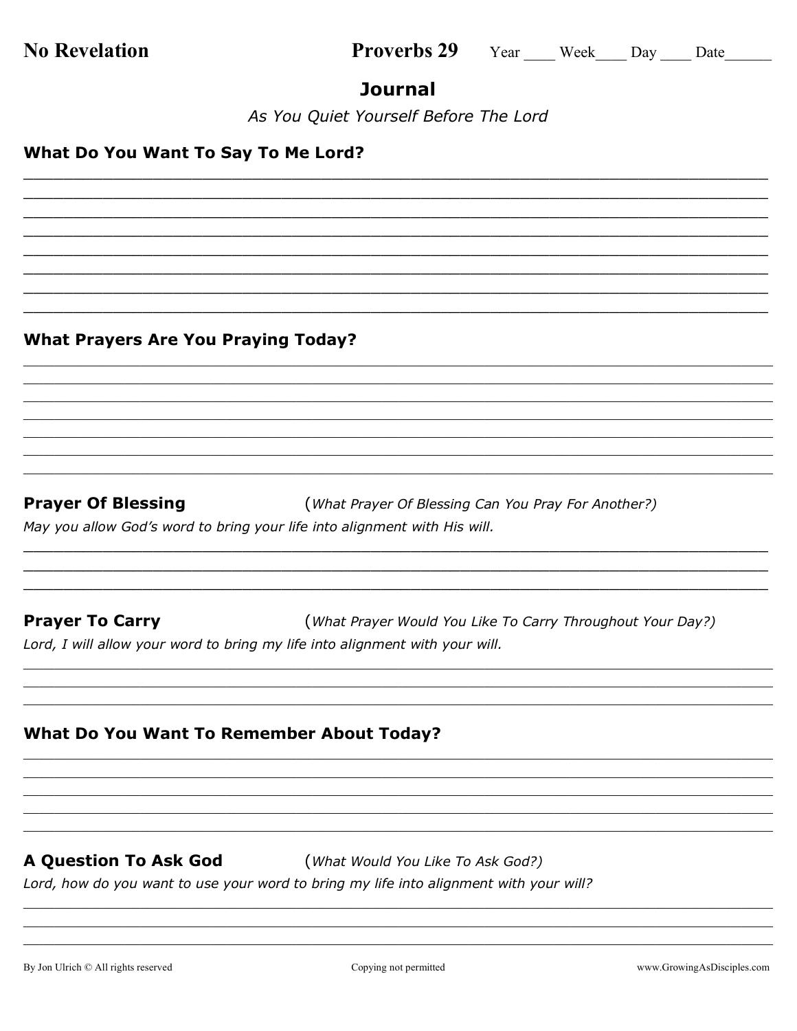**No Revelation** **Proverbs 29** Year ____ Week____ Day ____ Date______

## Journal

*As You Quiet Yourself Before The Lord*

### What Do You Want To Say To Me Lord?

________________________________________________________________________________
________________________________________________________________________________
________________________________________________________________________________
________________________________________________________________________________
________________________________________________________________________________
________________________________________________________________________________
________________________________________________________________________________
________________________________________________________________________________

### What Prayers Are You Praying Today?

________________________________________________________________________________
________________________________________________________________________________
________________________________________________________________________________
________________________________________________________________________________
________________________________________________________________________________
________________________________________________________________________________
________________________________________________________________________________

### Prayer Of Blessing

(*What Prayer Of Blessing Can You Pray For Another?)*

*May you allow God's word to bring your life into alignment with His will.*

________________________________________________________________________________
________________________________________________________________________________
________________________________________________________________________________

### Prayer To Carry

(*What Prayer Would You Like To Carry Throughout Your Day?)*

*Lord, I will allow your word to bring my life into alignment with your will.*

________________________________________________________________________________
________________________________________________________________________________
________________________________________________________________________________

### What Do You Want To Remember About Today?

________________________________________________________________________________
________________________________________________________________________________
________________________________________________________________________________
________________________________________________________________________________
________________________________________________________________________________

### A Question To Ask God

(*What Would You Like To Ask God?)*

*Lord, how do you want to use your word to bring my life into alignment with your will?*

________________________________________________________________________________
________________________________________________________________________________
________________________________________________________________________________

By Jon Ulrich © All rights reserved — Copying not permitted — www.GrowingAsDisciples.com